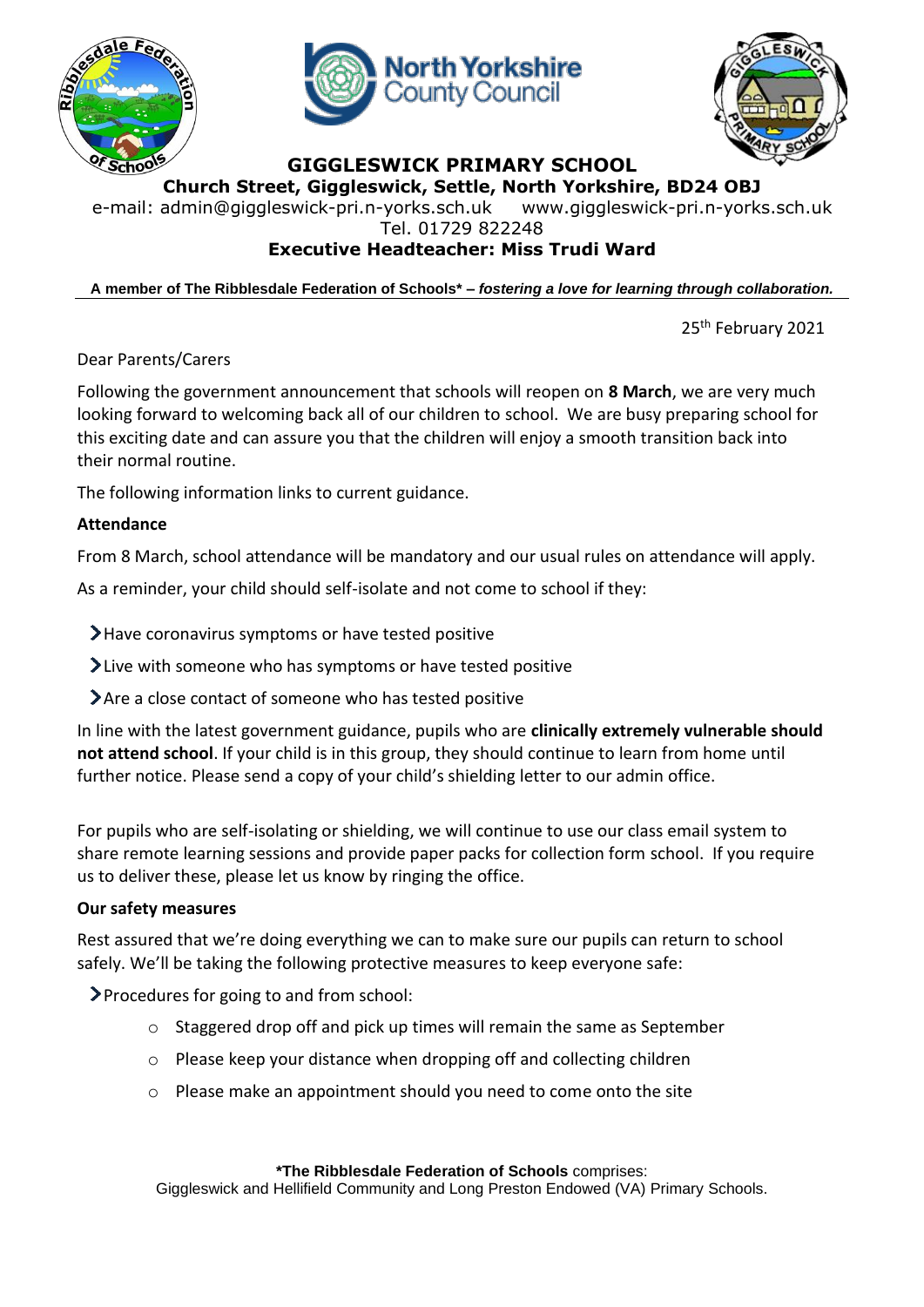# GIGGLESWICK PRIMARY SCHOOL

**Church Street, Giggleswick, Settle, North Yorkshire, BD24 OBJ**

e-mail: admin@giggleswick-pri.n-yorks.sch.uk www.giggleswick-pri.n-yorks.sch.uk

Tel. 01729 822248

**Executive Headteacher: Miss Trudi Ward**

**A member of The Ribblesdale Federation of Schools\* – *fostering a love for learning through collaboration.***

25th February 2021

Dear Parents/Carers

Following the government announcement that schools will reopen on **8 March**, we are very much looking forward to welcoming back all of our children to school. We are busy preparing school for this exciting date and can assure you that the children will enjoy a smooth transition back into their normal routine.

The following information links to current guidance.

**Attendance**

From 8 March, school attendance will be mandatory and our usual rules on attendance will apply.

As a reminder, your child should self-isolate and not come to school if they:

- Have coronavirus symptoms or have tested positive
- Live with someone who has symptoms or have tested positive
- Are a close contact of someone who has tested positive

In line with the latest government guidance, pupils who are **clinically extremely vulnerable should not attend school**. If your child is in this group, they should continue to learn from home until further notice. Please send a copy of your child's shielding letter to our admin office.

For pupils who are self-isolating or shielding, we will continue to use our class email system to share remote learning sessions and provide paper packs for collection form school. If you require us to deliver these, please let us know by ringing the office.

**Our safety measures**

Rest assured that we're doing everything we can to make sure our pupils can return to school safely. We'll be taking the following protective measures to keep everyone safe:

- Procedures for going to and from school:
    - Staggered drop off and pick up times will remain the same as September
    - Please keep your distance when dropping off and collecting children
    - Please make an appointment should you need to come onto the site

**\*The Ribblesdale Federation of Schools** comprises:
Giggleswick and Hellifield Community and Long Preston Endowed (VA) Primary Schools.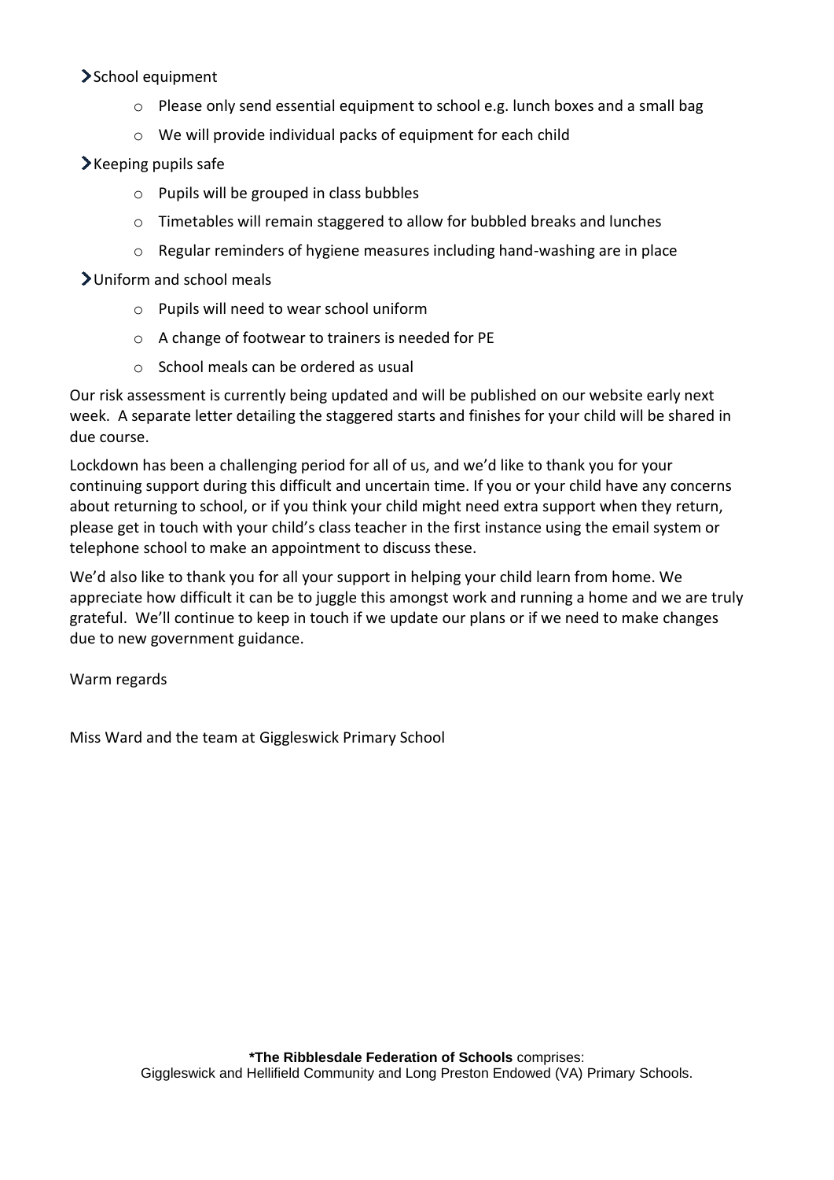- School equipment
  - Please only send essential equipment to school e.g. lunch boxes and a small bag
  - We will provide individual packs of equipment for each child
- Keeping pupils safe
  - Pupils will be grouped in class bubbles
  - Timetables will remain staggered to allow for bubbled breaks and lunches
  - Regular reminders of hygiene measures including hand-washing are in place
- Uniform and school meals
  - Pupils will need to wear school uniform
  - A change of footwear to trainers is needed for PE
  - School meals can be ordered as usual

Our risk assessment is currently being updated and will be published on our website early next week. A separate letter detailing the staggered starts and finishes for your child will be shared in due course.

Lockdown has been a challenging period for all of us, and we'd like to thank you for your continuing support during this difficult and uncertain time. If you or your child have any concerns about returning to school, or if you think your child might need extra support when they return, please get in touch with your child's class teacher in the first instance using the email system or telephone school to make an appointment to discuss these.

We'd also like to thank you for all your support in helping your child learn from home. We appreciate how difficult it can be to juggle this amongst work and running a home and we are truly grateful. We'll continue to keep in touch if we update our plans or if we need to make changes due to new government guidance.

Warm regards

Miss Ward and the team at Giggleswick Primary School

***The Ribblesdale Federation of Schools** comprises:
Giggleswick and Hellifield Community and Long Preston Endowed (VA) Primary Schools.